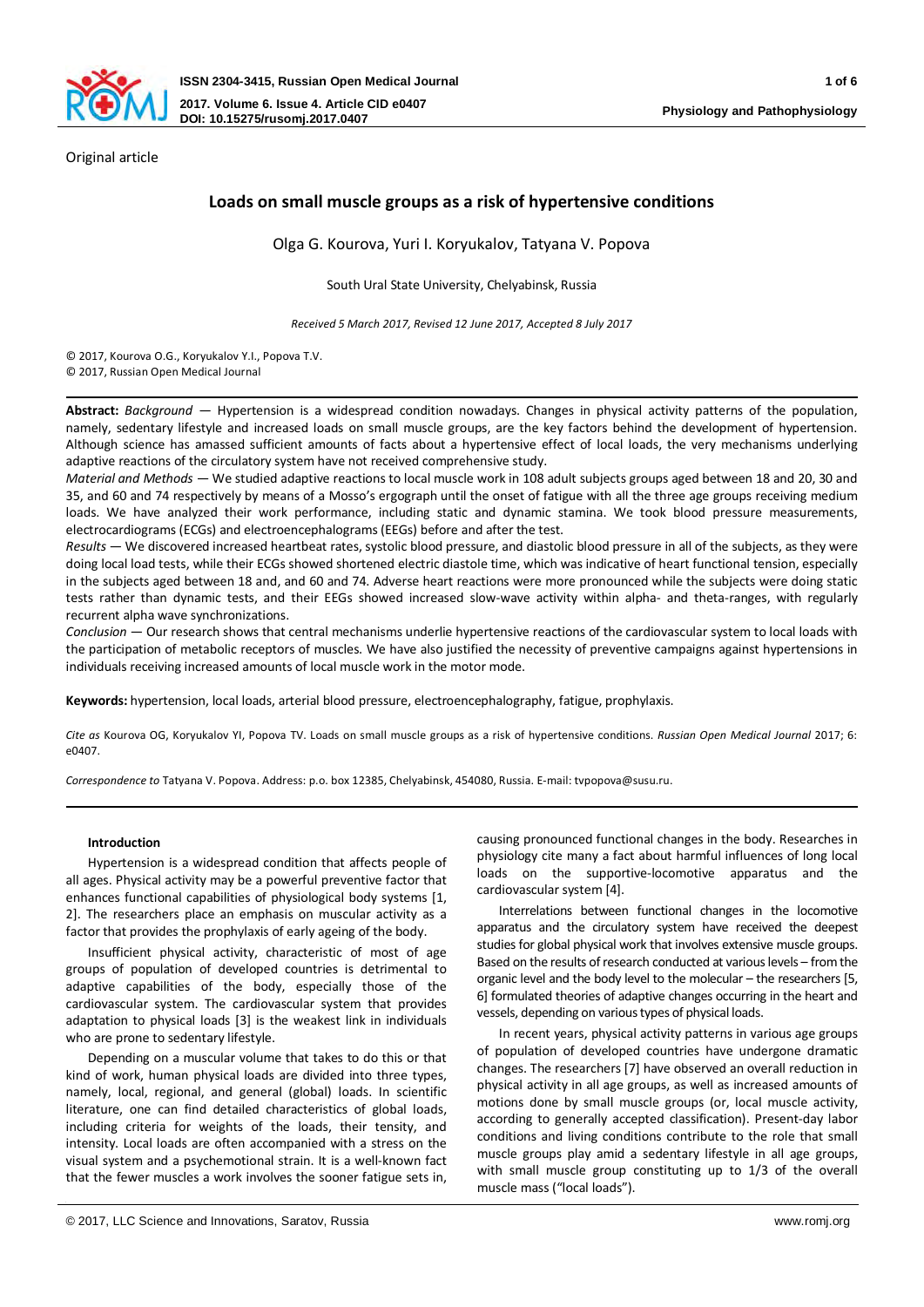Original article

# Loads on small muscle groups as a risk of hypertensive conditions

Olga G. Kourova, Yuri I. Koryukalov, Tatyana V. Popova

South Ural State University, Chelyabinsk, Russia

*Received 5 March 2017, Revised 12 June 2017, Accepted 8 July 2017*

© 2017, Kourova O.G., Koryukalov Y.I., Popova T.V.
© 2017, Russian Open Medical Journal

**Abstract:** *Background* — Hypertension is a widespread condition nowadays. Changes in physical activity patterns of the population, namely, sedentary lifestyle and increased loads on small muscle groups, are the key factors behind the development of hypertension. Although science has amassed sufficient amounts of facts about a hypertensive effect of local loads, the very mechanisms underlying adaptive reactions of the circulatory system have not received comprehensive study.

*Material and Methods* — We studied adaptive reactions to local muscle work in 108 adult subjects groups aged between 18 and 20, 30 and 35, and 60 and 74 respectively by means of a Mosso's ergograph until the onset of fatigue with all the three age groups receiving medium loads. We have analyzed their work performance, including static and dynamic stamina. We took blood pressure measurements, electrocardiograms (ECGs) and electroencephalograms (EEGs) before and after the test.

*Results* — We discovered increased heartbeat rates, systolic blood pressure, and diastolic blood pressure in all of the subjects, as they were doing local load tests, while their ECGs showed shortened electric diastole time, which was indicative of heart functional tension, especially in the subjects aged between 18 and, and 60 and 74. Adverse heart reactions were more pronounced while the subjects were doing static tests rather than dynamic tests, and their EEGs showed increased slow-wave activity within alpha- and theta-ranges, with regularly recurrent alpha wave synchronizations.

*Conclusion* — Our research shows that central mechanisms underlie hypertensive reactions of the cardiovascular system to local loads with the participation of metabolic receptors of muscles. We have also justified the necessity of preventive campaigns against hypertensions in individuals receiving increased amounts of local muscle work in the motor mode.

**Keywords:** hypertension, local loads, arterial blood pressure, electroencephalography, fatigue, prophylaxis.

*Cite as* Kourova OG, Koryukalov YI, Popova TV. Loads on small muscle groups as a risk of hypertensive conditions. *Russian Open Medical Journal* 2017; 6: e0407.

*Correspondence to* Tatyana V. Popova. Address: p.o. box 12385, Chelyabinsk, 454080, Russia. E-mail: tvpopova@susu.ru.

## Introduction

Hypertension is a widespread condition that affects people of all ages. Physical activity may be a powerful preventive factor that enhances functional capabilities of physiological body systems [1, 2]. The researchers place an emphasis on muscular activity as a factor that provides the prophylaxis of early ageing of the body.

Insufficient physical activity, characteristic of most of age groups of population of developed countries is detrimental to adaptive capabilities of the body, especially those of the cardiovascular system. The cardiovascular system that provides adaptation to physical loads [3] is the weakest link in individuals who are prone to sedentary lifestyle.

Depending on a muscular volume that takes to do this or that kind of work, human physical loads are divided into three types, namely, local, regional, and general (global) loads. In scientific literature, one can find detailed characteristics of global loads, including criteria for weights of the loads, their tensity, and intensity. Local loads are often accompanied with a stress on the visual system and a psychemotional strain. It is a well-known fact that the fewer muscles a work involves the sooner fatigue sets in, causing pronounced functional changes in the body. Researches in physiology cite many a fact about harmful influences of long local loads on the supportive-locomotive apparatus and the cardiovascular system [4].

Interrelations between functional changes in the locomotive apparatus and the circulatory system have received the deepest studies for global physical work that involves extensive muscle groups. Based on the results of research conducted at various levels – from the organic level and the body level to the molecular – the researchers [5, 6] formulated theories of adaptive changes occurring in the heart and vessels, depending on various types of physical loads.

In recent years, physical activity patterns in various age groups of population of developed countries have undergone dramatic changes. The researchers [7] have observed an overall reduction in physical activity in all age groups, as well as increased amounts of motions done by small muscle groups (or, local muscle activity, according to generally accepted classification). Present-day labor conditions and living conditions contribute to the role that small muscle groups play amid a sedentary lifestyle in all age groups, with small muscle group constituting up to 1/3 of the overall muscle mass ("local loads").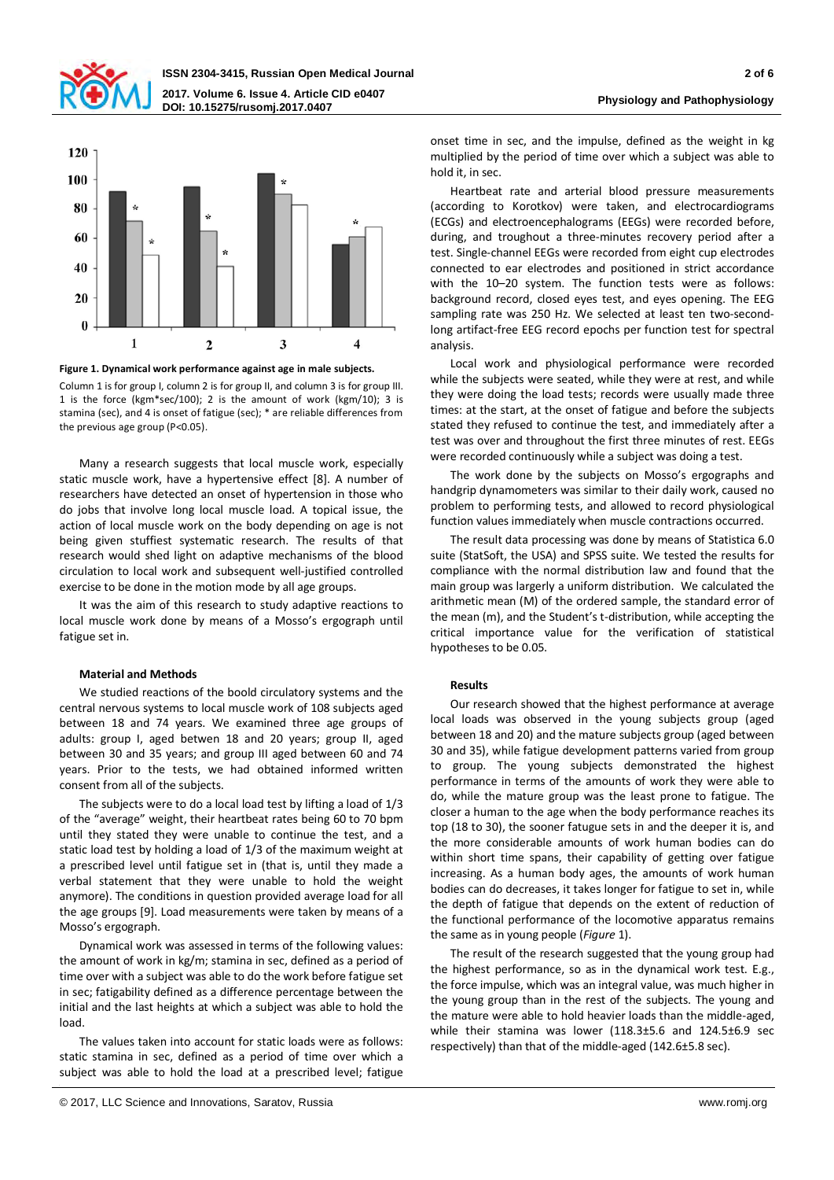**Figure 1. Dynamical work performance against age in male subjects.**

Column 1 is for group I, column 2 is for group II, and column 3 is for group III. 1 is the force (kgm*sec/100); 2 is the amount of work (kgm/10); 3 is stamina (sec), and 4 is onset of fatigue (sec); * are reliable differences from the previous age group (P<0.05).

Many a research suggests that local muscle work, especially static muscle work, have a hypertensive effect [8]. A number of researchers have detected an onset of hypertension in those who do jobs that involve long local muscle load. A topical issue, the action of local muscle work on the body depending on age is not being given stuffiest systematic research. The results of that research would shed light on adaptive mechanisms of the blood circulation to local work and subsequent well-justified controlled exercise to be done in the motion mode by all age groups.

It was the aim of this research to study adaptive reactions to local muscle work done by means of a Mosso's ergograph until fatigue set in.

## Material and Methods

We studied reactions of the boold circulatory systems and the central nervous systems to local muscle work of 108 subjects aged between 18 and 74 years. We examined three age groups of adults: group I, aged betwen 18 and 20 years; group II, aged between 30 and 35 years; and group III aged between 60 and 74 years. Prior to the tests, we had obtained informed written consent from all of the subjects.

The subjects were to do a local load test by lifting a load of 1/3 of the "average" weight, their heartbeat rates being 60 to 70 bpm until they stated they were unable to continue the test, and a static load test by holding a load of 1/3 of the maximum weight at a prescribed level until fatigue set in (that is, until they made a verbal statement that they were unable to hold the weight anymore). The conditions in question provided average load for all the age groups [9]. Load measurements were taken by means of a Mosso's ergograph.

Dynamical work was assessed in terms of the following values: the amount of work in kg/m; stamina in sec, defined as a period of time over which a subject was able to do the work before fatigue set in sec; fatigability defined as a difference percentage between the initial and the last heights at which a subject was able to hold the load.

The values taken into account for static loads were as follows: static stamina in sec, defined as a period of time over which a subject was able to hold the load at a prescribed level; fatigue onset time in sec, and the impulse, defined as the weight in kg multiplied by the period of time over which a subject was able to hold it, in sec.

Heartbeat rate and arterial blood pressure measurements (according to Korotkov) were taken, and electrocardiograms (ECGs) and electroencephalograms (EEGs) were recorded before, during, and troughout a three-minutes recovery period after a test. Single-channel EEGs were recorded from eight cup electrodes connected to ear electrodes and positioned in strict accordance with the 10–20 system. The function tests were as follows: background record, closed eyes test, and eyes opening. The EEG sampling rate was 250 Hz. We selected at least ten two-second-long artifact-free EEG record epochs per function test for spectral analysis.

Local work and physiological performance were recorded while the subjects were seated, while they were at rest, and while they were doing the load tests; records were usually made three times: at the start, at the onset of fatigue and before the subjects stated they refused to continue the test, and immediately after a test was over and throughout the first three minutes of rest. EEGs were recorded continuously while a subject was doing a test.

The work done by the subjects on Mosso's ergographs and handgrip dynamometers was similar to their daily work, caused no problem to performing tests, and allowed to record physiological function values immediately when muscle contractions occurred.

The result data processing was done by means of Statistica 6.0 suite (StatSoft, the USA) and SPSS suite. We tested the results for compliance with the normal distribution law and found that the main group was largerly a uniform distribution. We calculated the arithmetic mean (M) of the ordered sample, the standard error of the mean (m), and the Student's t-distribution, while accepting the critical importance value for the verification of statistical hypotheses to be 0.05.

## Results

Our research showed that the highest performance at average local loads was observed in the young subjects group (aged between 18 and 20) and the mature subjects group (aged between 30 and 35), while fatigue development patterns varied from group to group. The young subjects demonstrated the highest performance in terms of the amounts of work they were able to do, while the mature group was the least prone to fatigue. The closer a human to the age when the body performance reaches its top (18 to 30), the sooner fatugue sets in and the deeper it is, and the more considerable amounts of work human bodies can do within short time spans, their capability of getting over fatigue increasing. As a human body ages, the amounts of work human bodies can do decreases, it takes longer for fatigue to set in, while the depth of fatigue that depends on the extent of reduction of the functional performance of the locomotive apparatus remains the same as in young people (*Figure* 1).

The result of the research suggested that the young group had the highest performance, so as in the dynamical work test. E.g., the force impulse, which was an integral value, was much higher in the young group than in the rest of the subjects. The young and the mature were able to hold heavier loads than the middle-aged, while their stamina was lower (118.3±5.6 and 124.5±6.9 sec respectively) than that of the middle-aged (142.6±5.8 sec).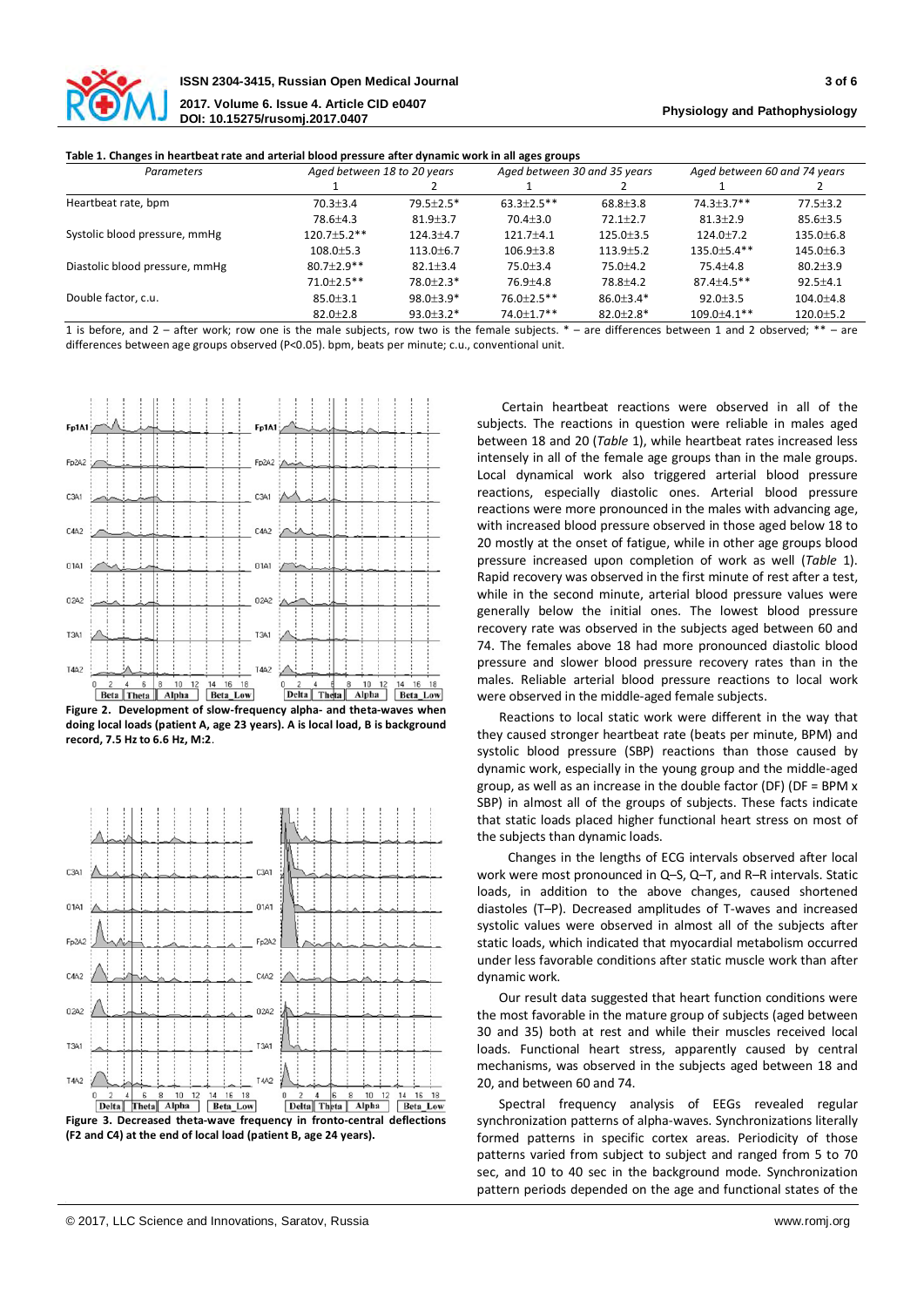**Table 1. Changes in heartbeat rate and arterial blood pressure after dynamic work in all ages groups**

| Parameters | Aged between 18 to 20 years | | Aged between 30 and 35 years | | Aged between 60 and 74 years | |
|---|---|---|---|---|---|---|
| | 1 | 2 | 1 | 2 | 1 | 2 |
| Heartbeat rate, bpm | 70.3±3.4 | 79.5±2.5* | 63.3±2.5** | 68.8±3.8 | 74.3±3.7** | 77.5±3.2 |
| | 78.6±4.3 | 81.9±3.7 | 70.4±3.0 | 72.1±2.7 | 81.3±2.9 | 85.6±3.5 |
| Systolic blood pressure, mmHg | 120.7±5.2** | 124.3±4.7 | 121.7±4.1 | 125.0±3.5 | 124.0±7.2 | 135.0±6.8 |
| | 108.0±5.3 | 113.0±6.7 | 106.9±3.8 | 113.9±5.2 | 135.0±5.4** | 145.0±6.3 |
| Diastolic blood pressure, mmHg | 80.7±2.9** | 82.1±3.4 | 75.0±3.4 | 75.0±4.2 | 75.4±4.8 | 80.2±3.9 |
| | 71.0±2.5** | 78.0±2.3* | 76.9±4.8 | 78.8±4.2 | 87.4±4.5** | 92.5±4.1 |
| Double factor, c.u. | 85.0±3.1 | 98.0±3.9* | 76.0±2.5** | 86.0±3.4* | 92.0±3.5 | 104.0±4.8 |
| | 82.0±2.8 | 93.0±3.2* | 74.0±1.7** | 82.0±2.8* | 109.0±4.1** | 120.0±5.2 |

1 is before, and 2 – after work; row one is the male subjects, row two is the female subjects. * – are differences between 1 and 2 observed; ** – are differences between age groups observed (P<0.05). bpm, beats per minute; c.u., conventional unit.

**Figure 2. Development of slow-frequency alpha- and theta-waves when doing local loads (patient A, age 23 years). A is local load, B is background record, 7.5 Hz to 6.6 Hz, M:2**.

**Figure 3. Decreased theta-wave frequency in fronto-central deflections (F2 and C4) at the end of local load (patient B, age 24 years).**

Certain heartbeat reactions were observed in all of the subjects. The reactions in question were reliable in males aged between 18 and 20 (*Table* 1), while heartbeat rates increased less intensely in all of the female age groups than in the male groups. Local dynamical work also triggered arterial blood pressure reactions, especially diastolic ones. Arterial blood pressure reactions were more pronounced in the males with advancing age, with increased blood pressure observed in those aged below 18 to 20 mostly at the onset of fatigue, while in other age groups blood pressure increased upon completion of work as well (*Table* 1). Rapid recovery was observed in the first minute of rest after a test, while in the second minute, arterial blood pressure values were generally below the initial ones. The lowest blood pressure recovery rate was observed in the subjects aged between 60 and 74. The females above 18 had more pronounced diastolic blood pressure and slower blood pressure recovery rates than in the males. Reliable arterial blood pressure reactions to local work were observed in the middle-aged female subjects.

Reactions to local static work were different in the way that they caused stronger heartbeat rate (beats per minute, BPM) and systolic blood pressure (SBP) reactions than those caused by dynamic work, especially in the young group and the middle-aged group, as well as an increase in the double factor (DF) (DF = BPM x SBP) in almost all of the groups of subjects. These facts indicate that static loads placed higher functional heart stress on most of the subjects than dynamic loads.

Changes in the lengths of ECG intervals observed after local work were most pronounced in Q–S, Q–T, and R–R intervals. Static loads, in addition to the above changes, caused shortened diastoles (T–P). Decreased amplitudes of T-waves and increased systolic values were observed in almost all of the subjects after static loads, which indicated that myocardial metabolism occurred under less favorable conditions after static muscle work than after dynamic work.

Our result data suggested that heart function conditions were the most favorable in the mature group of subjects (aged between 30 and 35) both at rest and while their muscles received local loads. Functional heart stress, apparently caused by central mechanisms, was observed in the subjects aged between 18 and 20, and between 60 and 74.

Spectral frequency analysis of EEGs revealed regular synchronization patterns of alpha-waves. Synchronizations literally formed patterns in specific cortex areas. Periodicity of those patterns varied from subject to subject and ranged from 5 to 70 sec, and 10 to 40 sec in the background mode. Synchronization pattern periods depended on the age and functional states of the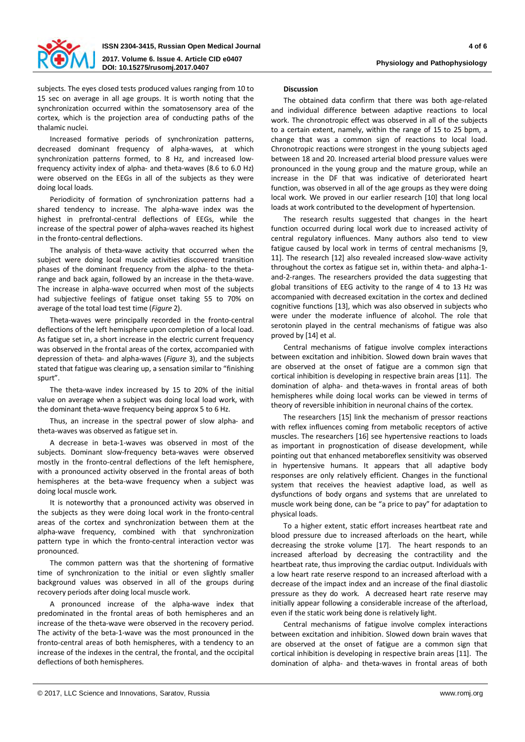subjects. The eyes closed tests produced values ranging from 10 to 15 sec on average in all age groups. It is worth noting that the synchronization occurred within the somatosensory area of the cortex, which is the projection area of conducting paths of the thalamic nuclei.

Increased formative periods of synchronization patterns, decreased dominant frequency of alpha-waves, at which synchronization patterns formed, to 8 Hz, and increased low-frequency activity index of alpha- and theta-waves (8.6 to 6.0 Hz) were observed on the EEGs in all of the subjects as they were doing local loads.

Periodicity of formation of synchronization patterns had a shared tendency to increase. The alpha-wave index was the highest in prefrontal-central deflections of EEGs, while the increase of the spectral power of alpha-waves reached its highest in the fronto-central deflections.

The analysis of theta-wave activity that occurred when the subject were doing local muscle activities discovered transition phases of the dominant frequency from the alpha- to the theta-range and back again, followed by an increase in the theta-wave. The increase in alpha-wave occurred when most of the subjects had subjective feelings of fatigue onset taking 55 to 70% on average of the total load test time (*Figure* 2).

Theta-waves were principally recorded in the fronto-central deflections of the left hemisphere upon completion of a local load. As fatigue set in, a short increase in the electric current frequency was observed in the frontal areas of the cortex, accompanied with depression of theta- and alpha-waves (*Figure* 3), and the subjects stated that fatigue was clearing up, a sensation similar to "finishing spurt".

The theta-wave index increased by 15 to 20% of the initial value on average when a subject was doing local load work, with the dominant theta-wave frequency being approx 5 to 6 Hz.

Thus, an increase in the spectral power of slow alpha- and theta-waves was observed as fatigue set in.

A decrease in beta-1-waves was observed in most of the subjects. Dominant slow-frequency beta-waves were observed mostly in the fronto-central deflections of the left hemisphere, with a pronounced activity observed in the frontal areas of both hemispheres at the beta-wave frequency when a subject was doing local muscle work.

It is noteworthy that a pronounced activity was observed in the subjects as they were doing local work in the fronto-central areas of the cortex and synchronization between them at the alpha-wave frequency, combined with that synchronization pattern type in which the fronto-central interaction vector was pronounced.

The common pattern was that the shortening of formative time of synchronization to the initial or even slightly smaller background values was observed in all of the groups during recovery periods after doing local muscle work.

A pronounced increase of the alpha-wave index that predominated in the frontal areas of both hemispheres and an increase of the theta-wave were observed in the recovery period. The activity of the beta-1-wave was the most pronounced in the fronto-central areas of both hemispheres, with a tendency to an increase of the indexes in the central, the frontal, and the occipital deflections of both hemispheres.

**Discussion**

The obtained data confirm that there was both age-related and individual difference between adaptive reactions to local work. The chronotropic effect was observed in all of the subjects to a certain extent, namely, within the range of 15 to 25 bpm, a change that was a common sign of reactions to local load. Chronotropic reactions were strongest in the young subjects aged between 18 and 20. Increased arterial blood pressure values were pronounced in the young group and the mature group, while an increase in the DF that was indicative of deteriorated heart function, was observed in all of the age groups as they were doing local work. We proved in our earlier research [10] that long local loads at work contributed to the development of hypertension.

The research results suggested that changes in the heart function occurred during local work due to increased activity of central regulatory influences. Many authors also tend to view fatigue caused by local work in terms of central mechanisms [9, 11]. The research [12] also revealed increased slow-wave activity throughout the cortex as fatigue set in, within theta- and alpha-1-and-2-ranges. The researchers provided the data suggesting that global transitions of EEG activity to the range of 4 to 13 Hz was accompanied with decreased excitation in the cortex and declined cognitive functions [13], which was also observed in subjects who were under the moderate influence of alcohol. The role that serotonin played in the central mechanisms of fatigue was also proved by [14] et al.

Central mechanisms of fatigue involve complex interactions between excitation and inhibition. Slowed down brain waves that are observed at the onset of fatigue are a common sign that cortical inhibition is developing in respective brain areas [11]. The domination of alpha- and theta-waves in frontal areas of both hemispheres while doing local works can be viewed in terms of theory of reversible inhibition in neuronal chains of the cortex.

The researchers [15] link the mechanism of pressor reactions with reflex influences coming from metabolic receptors of active muscles. The researchers [16] see hypertensive reactions to loads as important in prognostication of disease development, while pointing out that enhanced metaboreflex sensitivity was observed in hypertensive humans. It appears that all adaptive body responses are only relatively efficient. Changes in the functional system that receives the heaviest adaptive load, as well as dysfunctions of body organs and systems that are unrelated to muscle work being done, can be "a price to pay" for adaptation to physical loads.

To a higher extent, static effort increases heartbeat rate and blood pressure due to increased afterloads on the heart, while decreasing the stroke volume [17]. The heart responds to an increased afterload by decreasing the contractility and the heartbeat rate, thus improving the cardiac output. Individuals with a low heart rate reserve respond to an increased afterload with a decrease of the impact index and an increase of the final diastolic pressure as they do work. A decreased heart rate reserve may initially appear following a considerable increase of the afterload, even if the static work being done is relatively light.

Central mechanisms of fatigue involve complex interactions between excitation and inhibition. Slowed down brain waves that are observed at the onset of fatigue are a common sign that cortical inhibition is developing in respective brain areas [11]. The domination of alpha- and theta-waves in frontal areas of both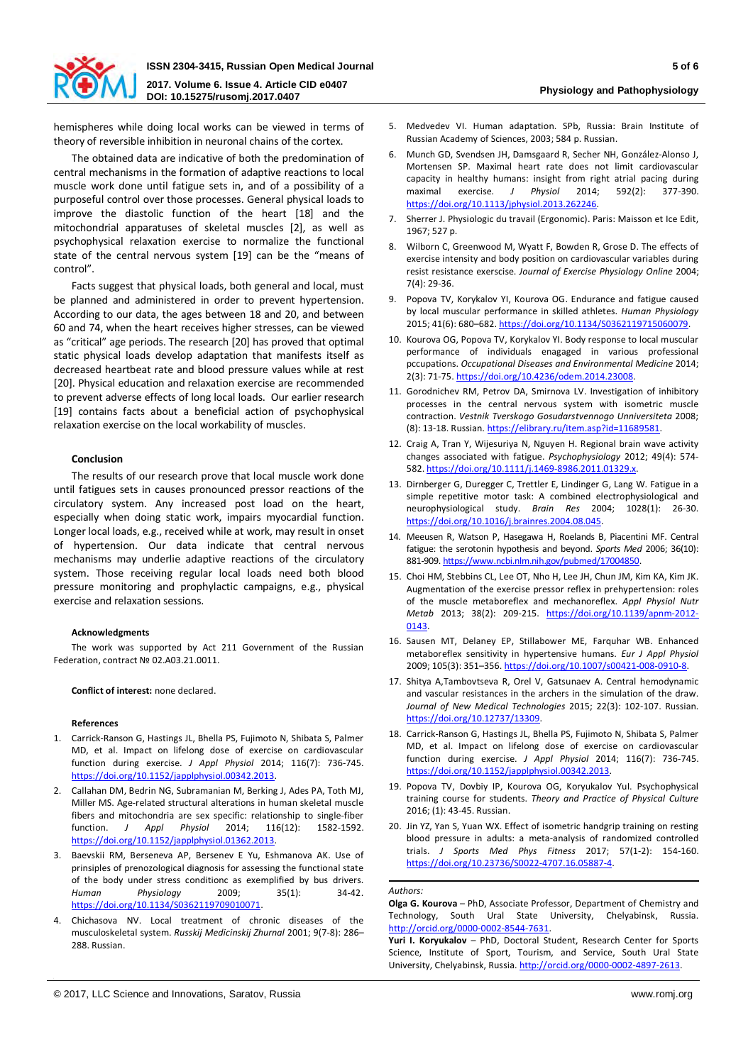hemispheres while doing local works can be viewed in terms of theory of reversible inhibition in neuronal chains of the cortex.

The obtained data are indicative of both the predomination of central mechanisms in the formation of adaptive reactions to local muscle work done until fatigue sets in, and of a possibility of a purposeful control over those processes. General physical loads to improve the diastolic function of the heart [18] and the mitochondrial apparatuses of skeletal muscles [2], as well as psychophysical relaxation exercise to normalize the functional state of the central nervous system [19] can be the "means of control".

Facts suggest that physical loads, both general and local, must be planned and administered in order to prevent hypertension. According to our data, the ages between 18 and 20, and between 60 and 74, when the heart receives higher stresses, can be viewed as "critical" age periods. The research [20] has proved that optimal static physical loads develop adaptation that manifests itself as decreased heartbeat rate and blood pressure values while at rest [20]. Physical education and relaxation exercise are recommended to prevent adverse effects of long local loads. Our earlier research [19] contains facts about a beneficial action of psychophysical relaxation exercise on the local workability of muscles.

## Conclusion

The results of our research prove that local muscle work done until fatigues sets in causes pronounced pressor reactions of the circulatory system. Any increased post load on the heart, especially when doing static work, impairs myocardial function. Longer local loads, e.g., received while at work, may result in onset of hypertension. Our data indicate that central nervous mechanisms may underlie adaptive reactions of the circulatory system. Those receiving regular local loads need both blood pressure monitoring and prophylactic campaigns, e.g., physical exercise and relaxation sessions.

### Acknowledgments

The work was supported by Act 211 Government of the Russian Federation, contract № 02.A03.21.0011.

**Conflict of interest:** none declared.

### References

1. Carrick-Ranson G, Hastings JL, Bhella PS, Fujimoto N, Shibata S, Palmer MD, et al. Impact on lifelong dose of exercise on cardiovascular function during exercise. *J Appl Physiol* 2014; 116(7): 736-745. https://doi.org/10.1152/japplphysiol.00342.2013.
2. Callahan DM, Bedrin NG, Subramanian M, Berking J, Ades PA, Toth MJ, Miller MS. Age-related structural alterations in human skeletal muscle fibers and mitochondria are sex specific: relationship to single-fiber function. *J Appl Physiol* 2014; 116(12): 1582-1592. https://doi.org/10.1152/japplphysiol.01362.2013.
3. Baevskii RM, Berseneva AP, Bersenev E Yu, Eshmanova AK. Use of prinsiples of prenozological diagnosis for assessing the functional state of the body under stress conditionc as exemplified by bus drivers. *Human Physiology* 2009; 35(1): 34-42. https://doi.org/10.1134/S0362119709010071.
4. Chichasova NV. Local treatment of chronic diseases of the musculoskeletal system. *Russkij Medicinskij Zhurnal* 2001; 9(7-8): 286–288. Russian.
5. Medvedev VI. Human adaptation. SPb, Russia: Brain Institute of Russian Academy of Sciences, 2003; 584 p. Russian.
6. Munch GD, Svendsen JH, Damsgaard R, Secher NH, González-Alonso J, Mortensen SP. Maximal heart rate does not limit cardiovascular capacity in healthy humans: insight from right atrial pacing during maximal exercise. *J Physiol* 2014; 592(2): 377-390. https://doi.org/10.1113/jphysiol.2013.262246.
7. Sherrer J. Physiologic du travail (Ergonomic). Paris: Maisson et Ice Edit, 1967; 527 p.
8. Wilborn C, Greenwood M, Wyatt F, Bowden R, Grose D. The effects of exercise intensity and body position on cardiovascular variables during resist resistance exercise. *Journal of Exercise Physiology Online* 2004; 7(4): 29-36.
9. Popova TV, Korykalov YI, Kourova OG. Endurance and fatigue caused by local muscular performance in skilled athletes. *Human Physiology* 2015; 41(6): 680–682. https://doi.org/10.1134/S0362119715060079.
10. Kourova OG, Popova TV, Korykalov YI. Body response to local muscular performance of individuals enagaged in various professional pccupations. *Occupational Diseases and Environmental Medicine* 2014; 2(3): 71-75. https://doi.org/10.4236/odem.2014.23008.
11. Gorodnichev RM, Petrov DA, Smirnova LV. Investigation of inhibitory processes in the central nervous system with isometric muscle contraction. *Vestnik Tverskogo Gosudarstvennogo Unniversiteta* 2008; (8): 13-18. Russian. https://elibrary.ru/item.asp?id=11689581.
12. Craig A, Tran Y, Wijesuriya N, Nguyen H. Regional brain wave activity changes associated with fatigue. *Psychophysiology* 2012; 49(4): 574-582. https://doi.org/10.1111/j.1469-8986.2011.01329.x.
13. Dirnberger G, Duregger C, Trettler E, Lindinger G, Lang W. Fatigue in a simple repetitive motor task: A combined electrophysiological and neurophysiological study. *Brain Res* 2004; 1028(1): 26-30. https://doi.org/10.1016/j.brainres.2004.08.045.
14. Meeusen R, Watson P, Hasegawa H, Roelands B, Piacentini MF. Central fatigue: the serotonin hypothesis and beyond. *Sports Med* 2006; 36(10): 881-909. https://www.ncbi.nlm.nih.gov/pubmed/17004850.
15. Choi HM, Stebbins CL, Lee OT, Nho H, Lee JH, Chun JM, Kim KA, Kim JK. Augmentation of the exercise pressor reflex in prehypertension: roles of the muscle metaboreflex and mechanoreflex. *Appl Physiol Nutr Metab* 2013; 38(2): 209-215. https://doi.org/10.1139/apnm-2012-0143.
16. Sausen MT, Delaney EP, Stillabower ME, Farquhar WB. Enhanced metaboreflex sensitivity in hypertensive humans. *Eur J Appl Physiol* 2009; 105(3): 351–356. https://doi.org/10.1007/s00421-008-0910-8.
17. Shitya A,Tambovtseva R, Orel V, Gatsunaev A. Central hemodynamic and vascular resistances in the archers in the simulation of the draw. *Journal of New Medical Technologies* 2015; 22(3): 102-107. Russian. https://doi.org/10.12737/13309.
18. Carrick-Ranson G, Hastings JL, Bhella PS, Fujimoto N, Shibata S, Palmer MD, et al. Impact on lifelong dose of exercise on cardiovascular function during exercise. *J Appl Physiol* 2014; 116(7): 736-745. https://doi.org/10.1152/japplphysiol.00342.2013.
19. Popova TV, Dovbiy IP, Kourova OG, Koryukalov YuI. Psychophysical training course for students. *Theory and Practice of Physical Culture* 2016; (1): 43-45. Russian.
20. Jin YZ, Yan S, Yuan WX. Effect of isometric handgrip training on resting blood pressure in adults: a meta-analysis of randomized controlled trials. *J Sports Med Phys Fitness* 2017; 57(1-2): 154-160. https://doi.org/10.23736/S0022-4707.16.05887-4.

*Authors:*

**Olga G. Kourova** – PhD, Associate Professor, Department of Chemistry and Technology, South Ural State University, Chelyabinsk, Russia. http://orcid.org/0000-0002-8544-7631.

**Yuri I. Koryukalov** – PhD, Doctoral Student, Research Center for Sports Science, Institute of Sport, Tourism, and Service, South Ural State University, Chelyabinsk, Russia. http://orcid.org/0000-0002-4897-2613.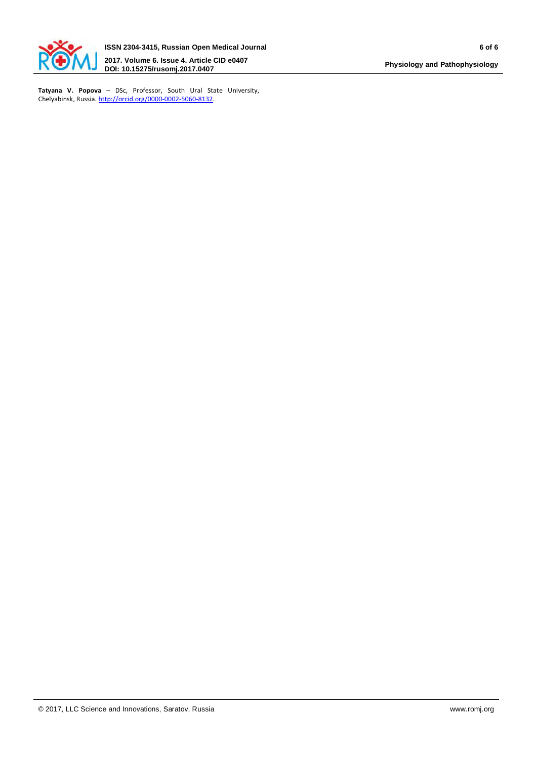**Tatyana V. Popova** – DSc, Professor, South Ural State University, Chelyabinsk, Russia. http://orcid.org/0000-0002-5060-8132.